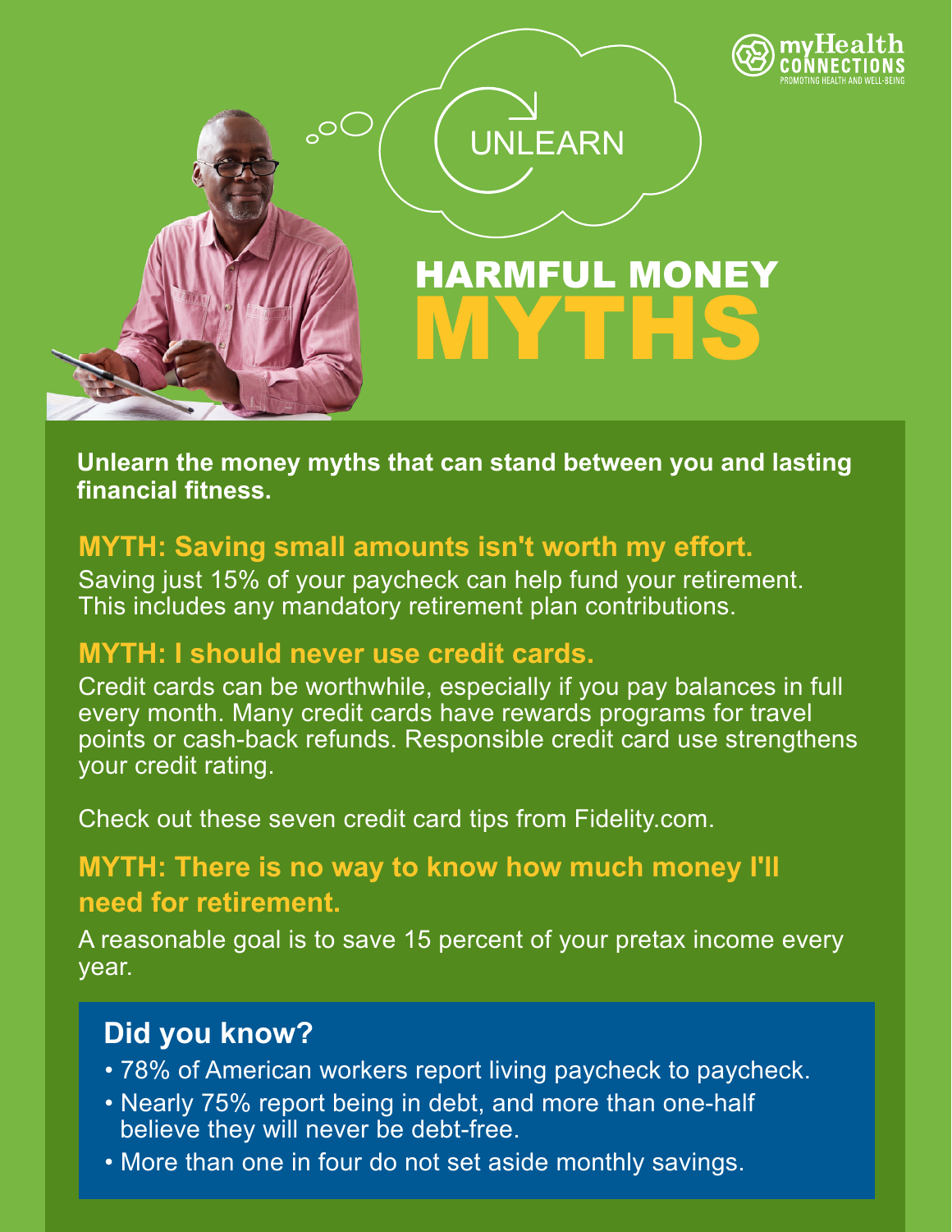# HARMFUL MONEY MYTHS

UNLEARN

**Unlearn the money myths that can stand between you and lasting financial fitness.**

## MYTH: Saving small amounts isn't worth my effort.

Saving just 15% of your paycheck can help fund your retirement. This includes any mandatory retirement plan contributions.

## MYTH: I should never use credit cards.

Credit cards can be worthwhile, especially if you pay balances in full every month. Many credit cards have rewards programs for travel points or cash-back refunds. Responsible credit card use strengthens your credit rating.

Check out these seven credit card tips from Fidelity.com.

## MYTH: There is no way to know how much money I'll need for retirement.

A reasonable goal is to save 15 percent of your pretax income every year.

### Did you know?

- 78% of American workers report living paycheck to paycheck.
- Nearly 75% report being in debt, and more than one-half believe they will never be debt-free.
- More than one in four do not set aside monthly savings.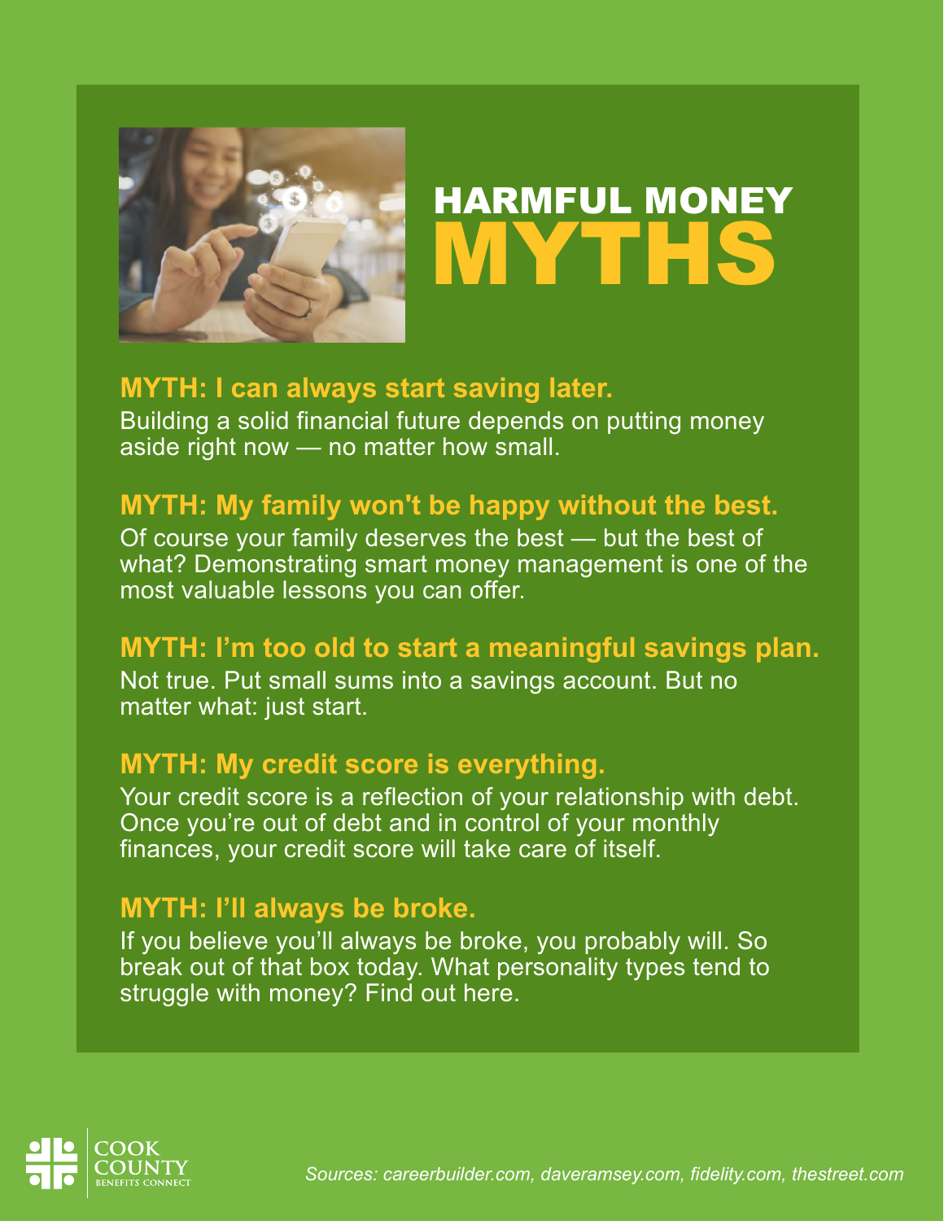# HARMFUL MONEY MYTHS

**MYTH: I can always start saving later.**

Building a solid financial future depends on putting money aside right now — no matter how small.

**MYTH: My family won't be happy without the best.**

Of course your family deserves the best — but the best of what? Demonstrating smart money management is one of the most valuable lessons you can offer.

**MYTH: I'm too old to start a meaningful savings plan.**

Not true. Put small sums into a savings account. But no matter what: just start.

**MYTH: My credit score is everything.**

Your credit score is a reflection of your relationship with debt. Once you're out of debt and in control of your monthly finances, your credit score will take care of itself.

**MYTH: I'll always be broke.**

If you believe you'll always be broke, you probably will. So break out of that box today. What personality types tend to struggle with money? Find out here.

COOK COUNTY BENEFITS CONNECT

*Sources: careerbuilder.com, daveramsey.com, fidelity.com, thestreet.com*